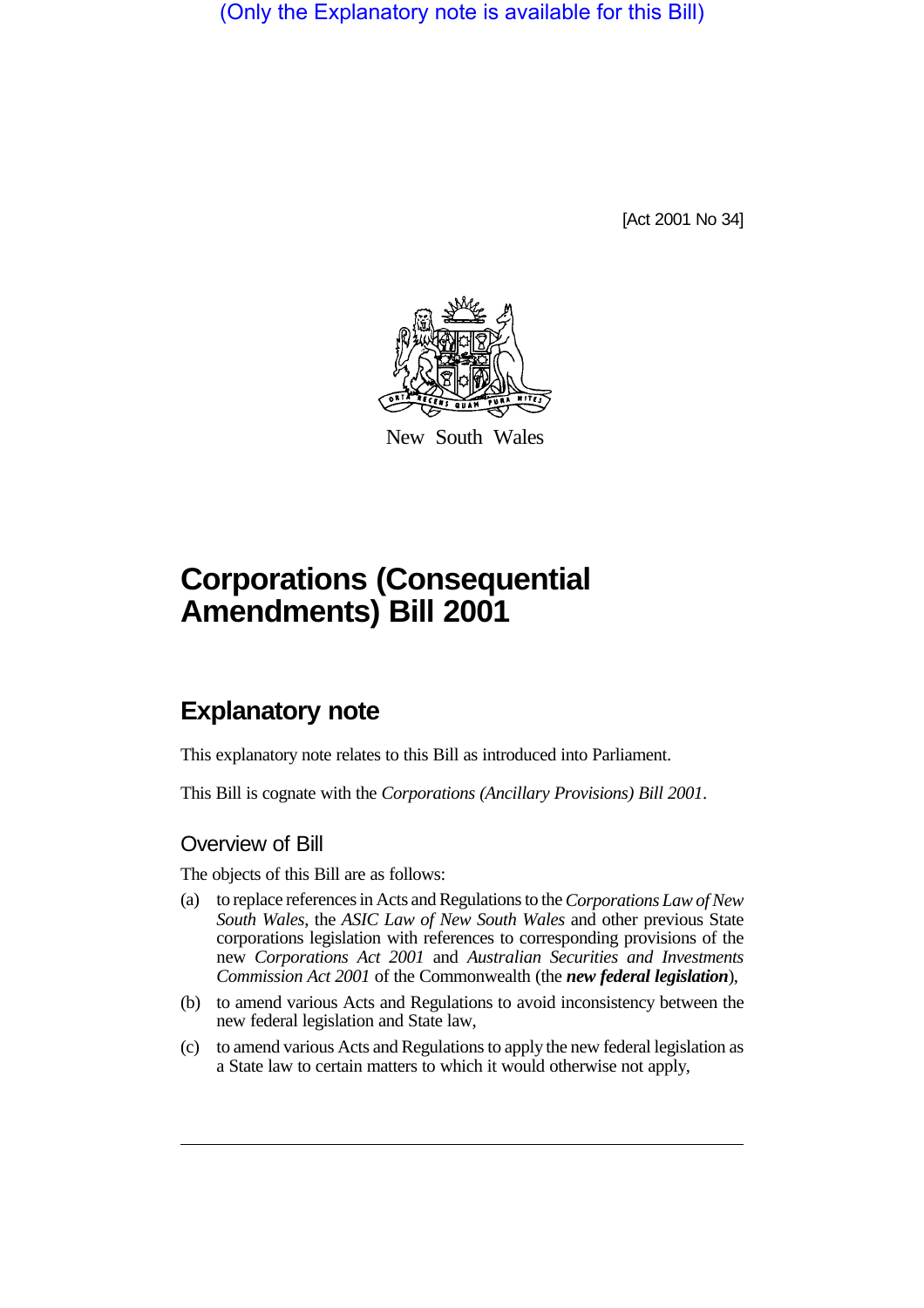(Only the Explanatory note is available for this Bill)

[Act 2001 No 34]

New South Wales

# Corporations (Consequential Amendments) Bill 2001

## Explanatory note

This explanatory note relates to this Bill as introduced into Parliament.

This Bill is cognate with the *Corporations (Ancillary Provisions) Bill 2001*.

### Overview of Bill

The objects of this Bill are as follows:

(a) to replace references in Acts and Regulations to the *Corporations Law of New South Wales*, the *ASIC Law of New South Wales* and other previous State corporations legislation with references to corresponding provisions of the new *Corporations Act 2001* and *Australian Securities and Investments Commission Act 2001* of the Commonwealth (the ***new federal legislation***),

(b) to amend various Acts and Regulations to avoid inconsistency between the new federal legislation and State law,

(c) to amend various Acts and Regulations to apply the new federal legislation as a State law to certain matters to which it would otherwise not apply,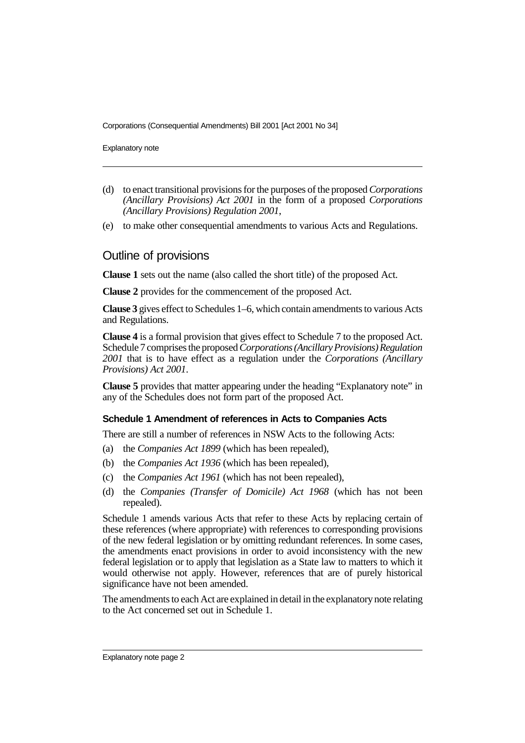(d) to enact transitional provisions for the purposes of the proposed *Corporations (Ancillary Provisions) Act 2001* in the form of a proposed *Corporations (Ancillary Provisions) Regulation 2001*,

(e) to make other consequential amendments to various Acts and Regulations.

## Outline of provisions

**Clause 1** sets out the name (also called the short title) of the proposed Act.

**Clause 2** provides for the commencement of the proposed Act.

**Clause 3** gives effect to Schedules 1–6, which contain amendments to various Acts and Regulations.

**Clause 4** is a formal provision that gives effect to Schedule 7 to the proposed Act. Schedule 7 comprises the proposed *Corporations (Ancillary Provisions) Regulation 2001* that is to have effect as a regulation under the *Corporations (Ancillary Provisions) Act 2001*.

**Clause 5** provides that matter appearing under the heading "Explanatory note" in any of the Schedules does not form part of the proposed Act.

### Schedule 1 Amendment of references in Acts to Companies Acts

There are still a number of references in NSW Acts to the following Acts:

(a) the *Companies Act 1899* (which has been repealed),

(b) the *Companies Act 1936* (which has been repealed),

(c) the *Companies Act 1961* (which has not been repealed),

(d) the *Companies (Transfer of Domicile) Act 1968* (which has not been repealed).

Schedule 1 amends various Acts that refer to these Acts by replacing certain of these references (where appropriate) with references to corresponding provisions of the new federal legislation or by omitting redundant references. In some cases, the amendments enact provisions in order to avoid inconsistency with the new federal legislation or to apply that legislation as a State law to matters to which it would otherwise not apply. However, references that are of purely historical significance have not been amended.

The amendments to each Act are explained in detail in the explanatory note relating to the Act concerned set out in Schedule 1.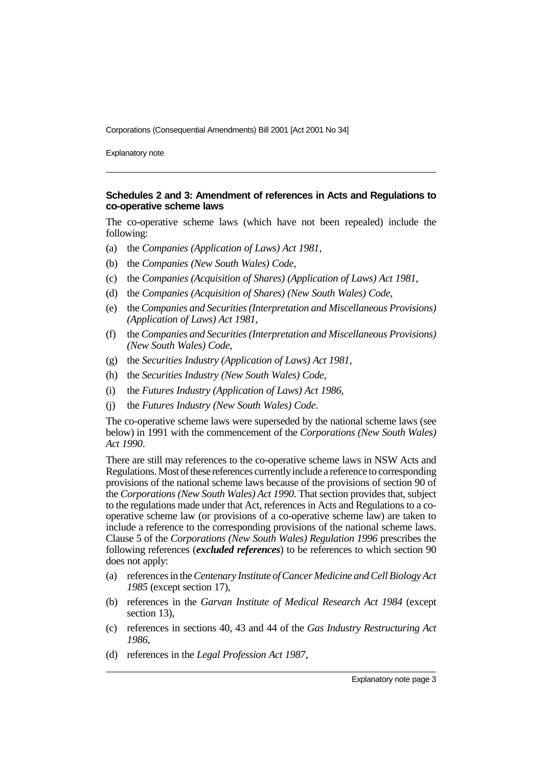### Schedules 2 and 3: Amendment of references in Acts and Regulations to co-operative scheme laws

The co-operative scheme laws (which have not been repealed) include the following:

(a) the *Companies (Application of Laws) Act 1981*,

(b) the *Companies (New South Wales) Code*,

(c) the *Companies (Acquisition of Shares) (Application of Laws) Act 1981*,

(d) the *Companies (Acquisition of Shares) (New South Wales) Code*,

(e) the *Companies and Securities (Interpretation and Miscellaneous Provisions) (Application of Laws) Act 1981*,

(f) the *Companies and Securities (Interpretation and Miscellaneous Provisions) (New South Wales) Code*,

(g) the *Securities Industry (Application of Laws) Act 1981*,

(h) the *Securities Industry (New South Wales) Code*,

(i) the *Futures Industry (Application of Laws) Act 1986*,

(j) the *Futures Industry (New South Wales) Code*.

The co-operative scheme laws were superseded by the national scheme laws (see below) in 1991 with the commencement of the *Corporations (New South Wales) Act 1990*.

There are still may references to the co-operative scheme laws in NSW Acts and Regulations. Most of these references currently include a reference to corresponding provisions of the national scheme laws because of the provisions of section 90 of the *Corporations (New South Wales) Act 1990*. That section provides that, subject to the regulations made under that Act, references in Acts and Regulations to a co-operative scheme law (or provisions of a co-operative scheme law) are taken to include a reference to the corresponding provisions of the national scheme laws. Clause 5 of the *Corporations (New South Wales) Regulation 1996* prescribes the following references (***excluded references***) to be references to which section 90 does not apply:

(a) references in the *Centenary Institute of Cancer Medicine and Cell Biology Act 1985* (except section 17),

(b) references in the *Garvan Institute of Medical Research Act 1984* (except section 13),

(c) references in sections 40, 43 and 44 of the *Gas Industry Restructuring Act 1986*,

(d) references in the *Legal Profession Act 1987*,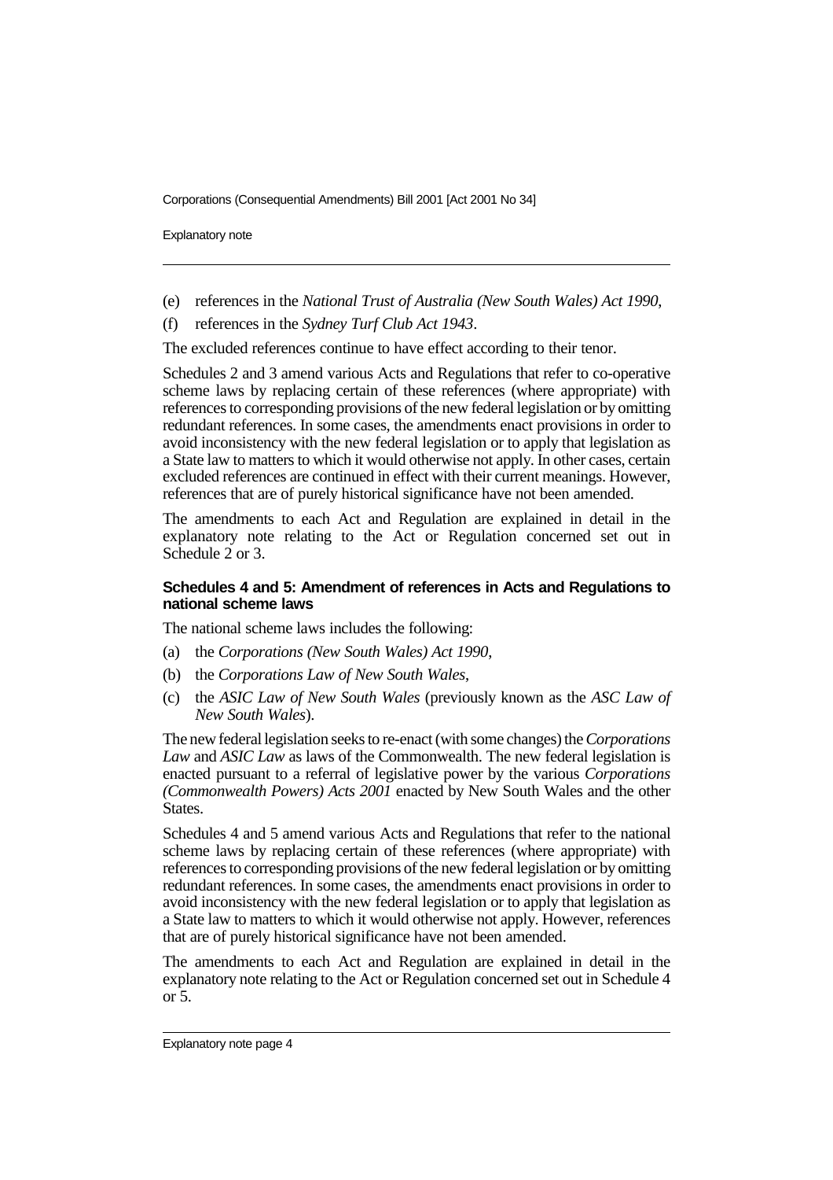(e) references in the *National Trust of Australia (New South Wales) Act 1990*,

(f) references in the *Sydney Turf Club Act 1943*.

The excluded references continue to have effect according to their tenor.

Schedules 2 and 3 amend various Acts and Regulations that refer to co-operative scheme laws by replacing certain of these references (where appropriate) with references to corresponding provisions of the new federal legislation or by omitting redundant references. In some cases, the amendments enact provisions in order to avoid inconsistency with the new federal legislation or to apply that legislation as a State law to matters to which it would otherwise not apply. In other cases, certain excluded references are continued in effect with their current meanings. However, references that are of purely historical significance have not been amended.

The amendments to each Act and Regulation are explained in detail in the explanatory note relating to the Act or Regulation concerned set out in Schedule 2 or 3.

**Schedules 4 and 5: Amendment of references in Acts and Regulations to national scheme laws**

The national scheme laws includes the following:

(a) the *Corporations (New South Wales) Act 1990*,

(b) the *Corporations Law of New South Wales*,

(c) the *ASIC Law of New South Wales* (previously known as the *ASC Law of New South Wales*).

The new federal legislation seeks to re-enact (with some changes) the *Corporations Law* and *ASIC Law* as laws of the Commonwealth. The new federal legislation is enacted pursuant to a referral of legislative power by the various *Corporations (Commonwealth Powers) Acts 2001* enacted by New South Wales and the other States.

Schedules 4 and 5 amend various Acts and Regulations that refer to the national scheme laws by replacing certain of these references (where appropriate) with references to corresponding provisions of the new federal legislation or by omitting redundant references. In some cases, the amendments enact provisions in order to avoid inconsistency with the new federal legislation or to apply that legislation as a State law to matters to which it would otherwise not apply. However, references that are of purely historical significance have not been amended.

The amendments to each Act and Regulation are explained in detail in the explanatory note relating to the Act or Regulation concerned set out in Schedule 4 or 5.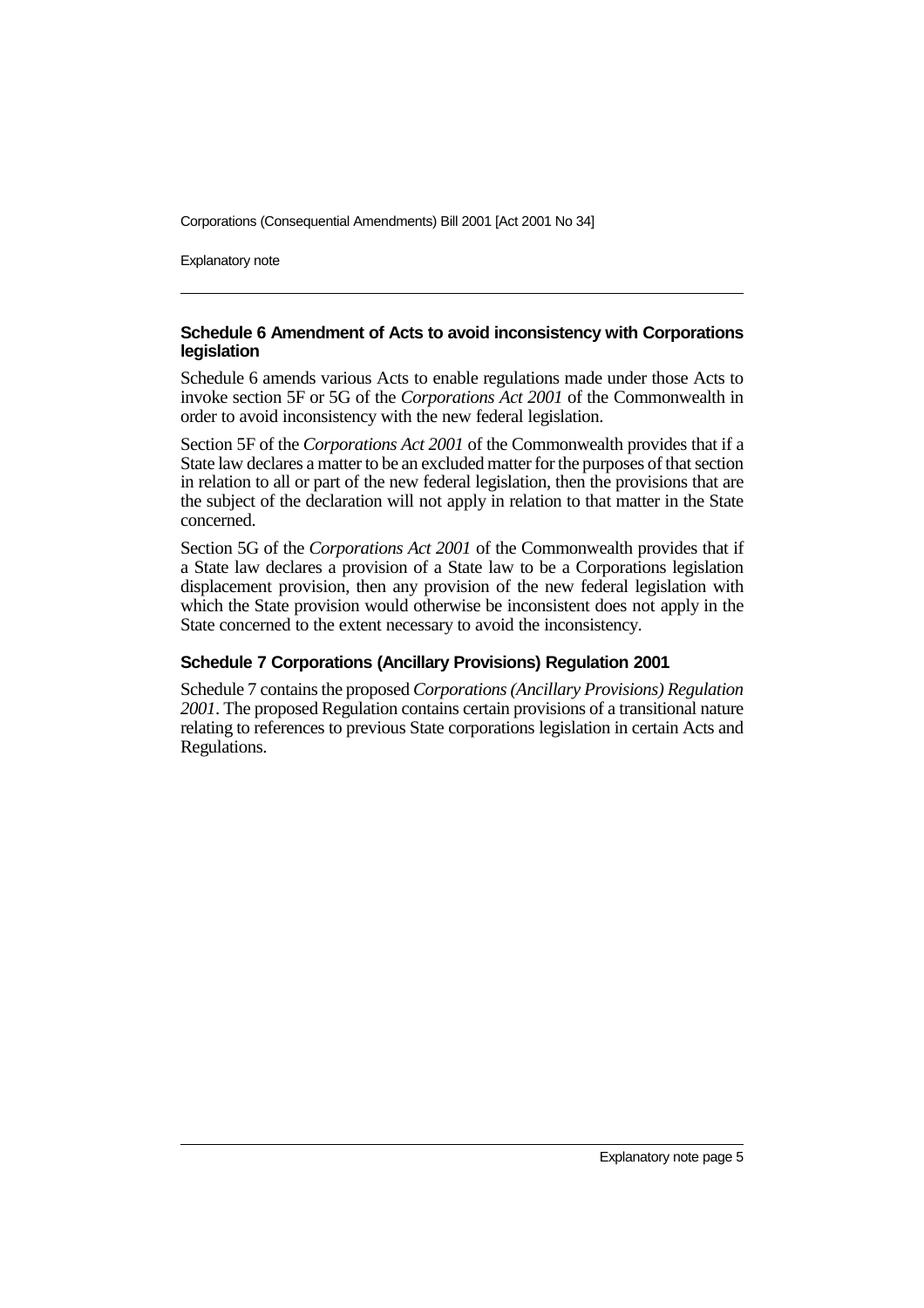### Schedule 6 Amendment of Acts to avoid inconsistency with Corporations legislation

Schedule 6 amends various Acts to enable regulations made under those Acts to invoke section 5F or 5G of the *Corporations Act 2001* of the Commonwealth in order to avoid inconsistency with the new federal legislation.

Section 5F of the *Corporations Act 2001* of the Commonwealth provides that if a State law declares a matter to be an excluded matter for the purposes of that section in relation to all or part of the new federal legislation, then the provisions that are the subject of the declaration will not apply in relation to that matter in the State concerned.

Section 5G of the *Corporations Act 2001* of the Commonwealth provides that if a State law declares a provision of a State law to be a Corporations legislation displacement provision, then any provision of the new federal legislation with which the State provision would otherwise be inconsistent does not apply in the State concerned to the extent necessary to avoid the inconsistency.

### Schedule 7 Corporations (Ancillary Provisions) Regulation 2001

Schedule 7 contains the proposed *Corporations (Ancillary Provisions) Regulation 2001*. The proposed Regulation contains certain provisions of a transitional nature relating to references to previous State corporations legislation in certain Acts and Regulations.